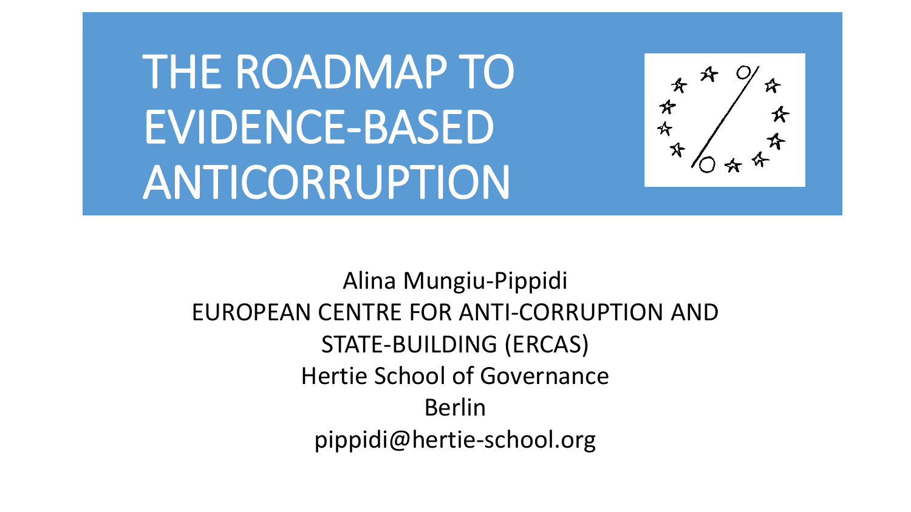# THE ROADMAP TO EVIDENCE-BASED ANTICORRUPTION

Alina Mungiu-Pippidi
EUROPEAN CENTRE FOR ANTI-CORRUPTION AND STATE-BUILDING (ERCAS)
Hertie School of Governance
Berlin
pippidi@hertie-school.org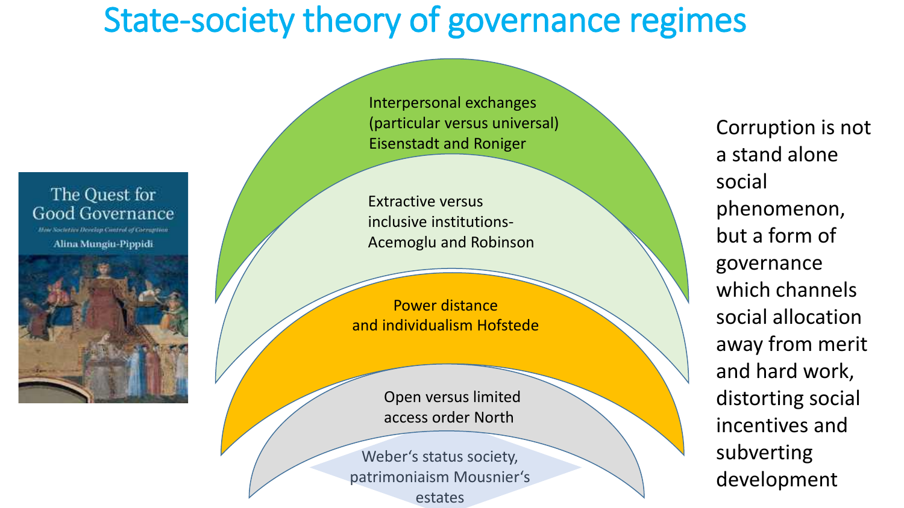# State-society theory of governance regimes

The Quest for Good Governance
*How Societies Develop Control of Corruption*
Alina Mungiu-Pippidi

- Interpersonal exchanges (particular versus universal) Eisenstadt and Roniger
- Extractive versus inclusive institutions- Acemoglu and Robinson
- Power distance and individualism Hofstede
- Open versus limited access order North
- Weber's status society, patrimoniaism Mousnier's estates

Corruption is not a stand alone social phenomenon, but a form of governance which channels social allocation away from merit and hard work, distorting social incentives and subverting development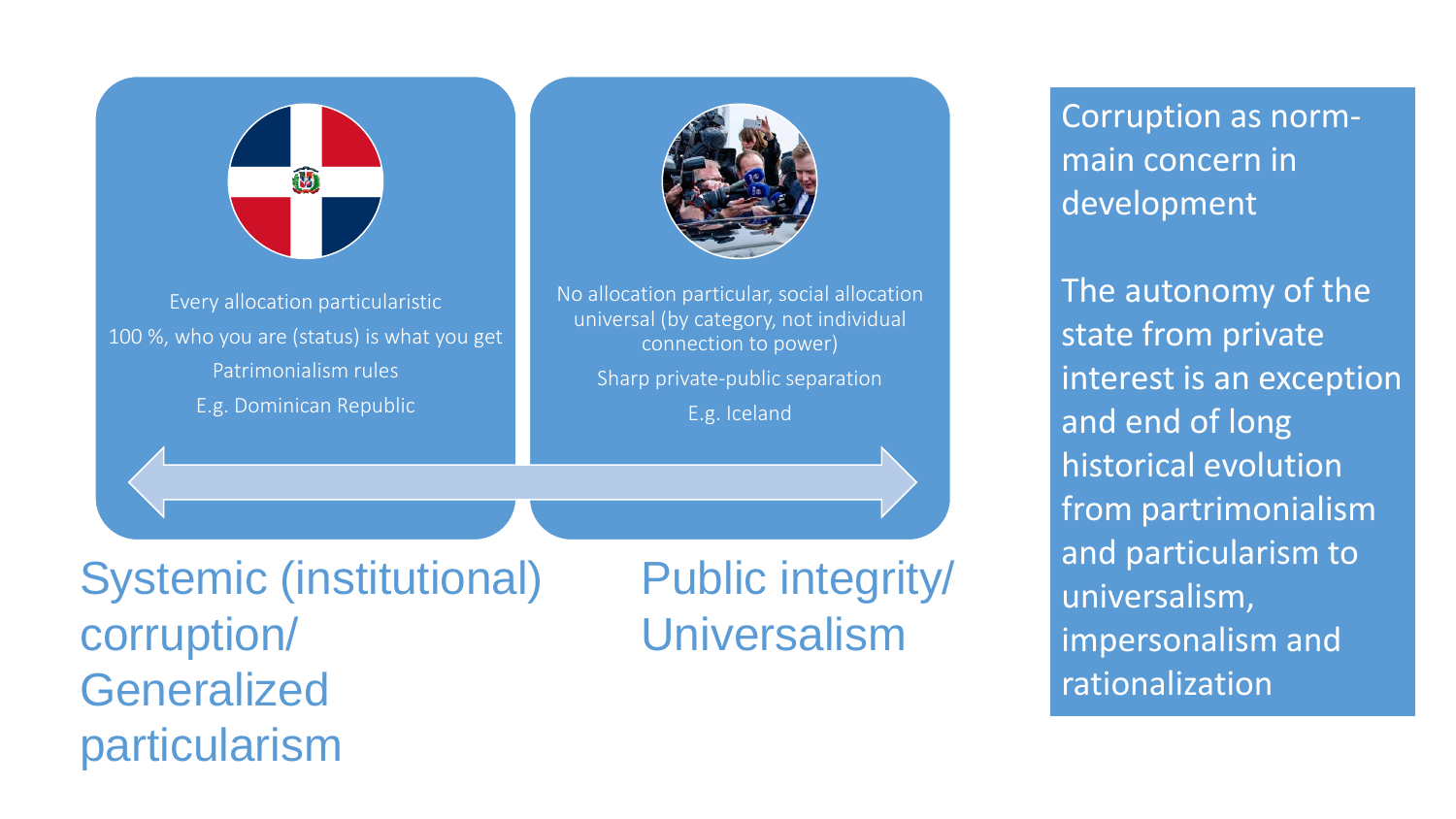Every allocation particularistic

100 %, who you are (status) is what you get

Patrimonialism rules

E.g. Dominican Republic

No allocation particular, social allocation universal (by category, not individual connection to power)

Sharp private-public separation

E.g. Iceland

Systemic (institutional) corruption/ Generalized particularism

Public integrity/ Universalism

Corruption as norm- main concern in development

The autonomy of the state from private interest is an exception and end of long historical evolution from partrimonialism and particularism to universalism, impersonalism and rationalization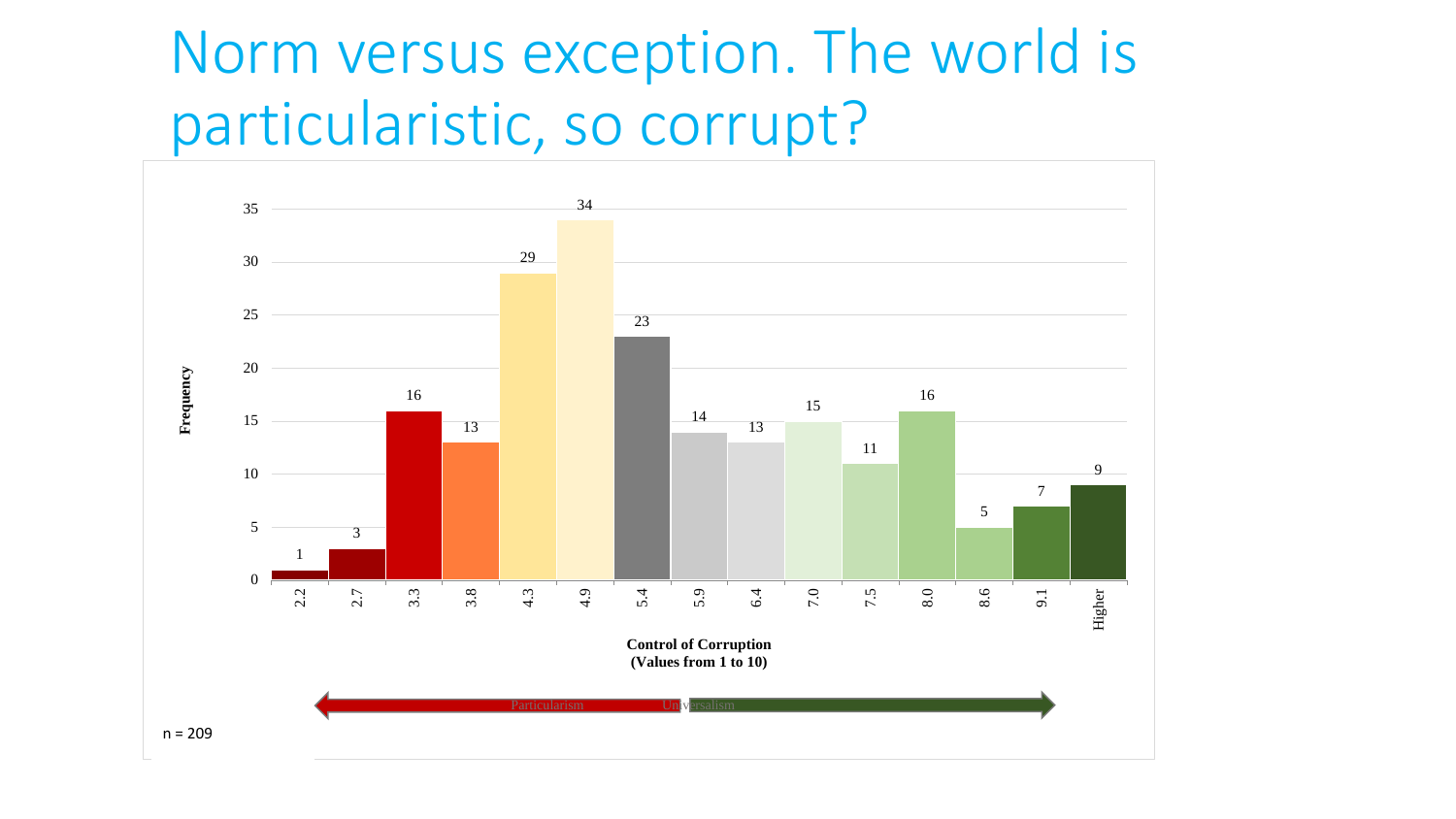# Norm versus exception. The world is particularistic, so corrupt?

| Control of Corruption (Values from 1 to 10) | Frequency |
| --- | --- |
| 2.2 | 1 |
| 2.7 | 3 |
| 3.3 | 16 |
| 3.8 | 13 |
| 4.3 | 29 |
| 4.9 | 34 |
| 5.4 | 23 |
| 5.9 | 14 |
| 6.4 | 13 |
| 7.0 | 15 |
| 7.5 | 11 |
| 8.0 | 16 |
| 8.6 | 5 |
| 9.1 | 7 |
| Higher | 9 |

Particularism ← → Universalism

n = 209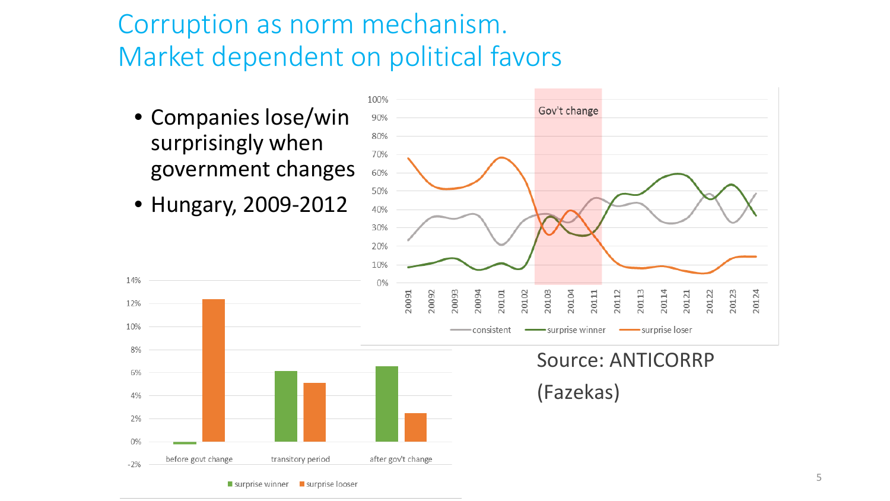# Corruption as norm mechanism. Market dependent on political favors

- Companies lose/win surprisingly when government changes
- Hungary, 2009-2012

Source: ANTICORRP (Fazekas)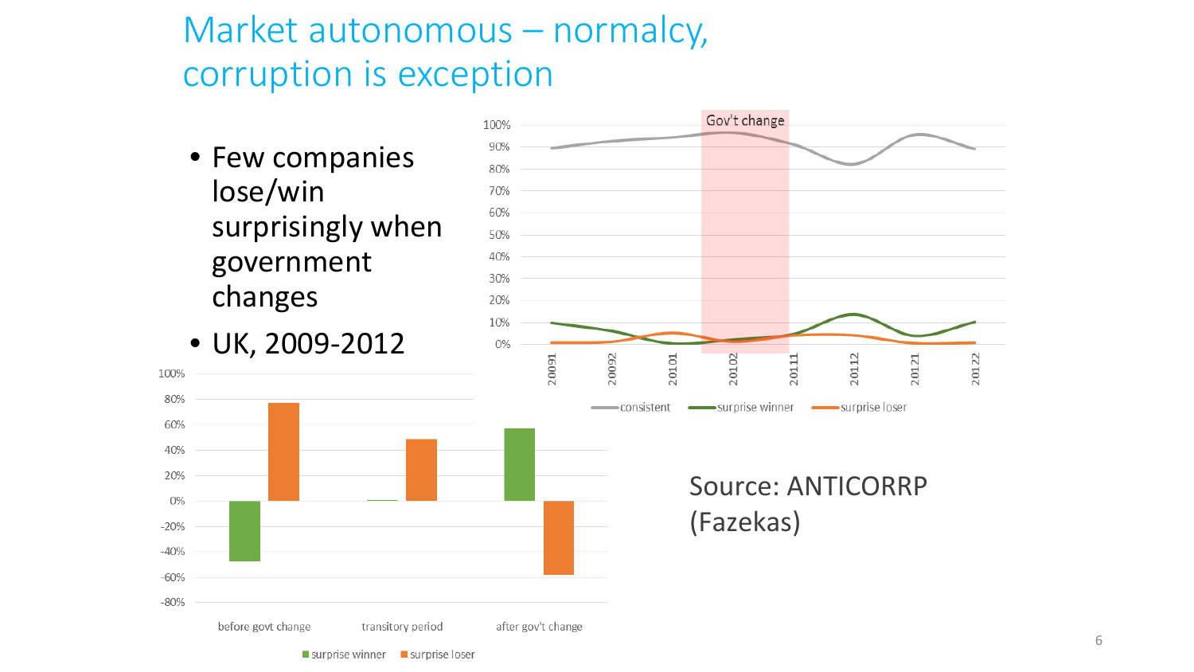# Market autonomous – normalcy, corruption is exception

- Few companies lose/win surprisingly when government changes
- UK, 2009-2012

Source: ANTICORRP (Fazekas)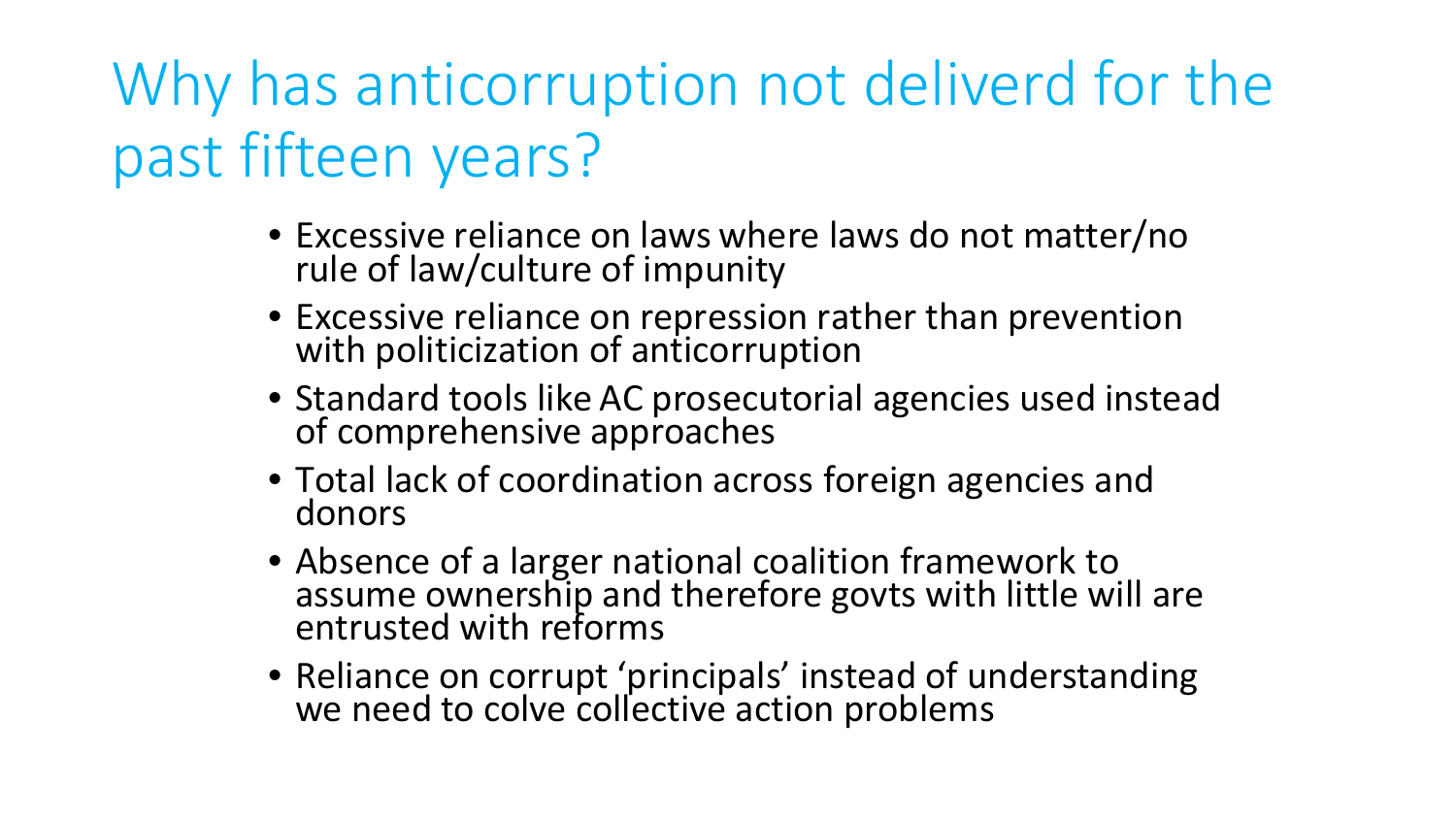# Why has anticorruption not deliverd for the past fifteen years?

- Excessive reliance on laws where laws do not matter/no rule of law/culture of impunity
- Excessive reliance on repression rather than prevention with politicization of anticorruption
- Standard tools like AC prosecutorial agencies used instead of comprehensive approaches
- Total lack of coordination across foreign agencies and donors
- Absence of a larger national coalition framework to assume ownership and therefore govts with little will are entrusted with reforms
- Reliance on corrupt 'principals' instead of understanding we need to colve collective action problems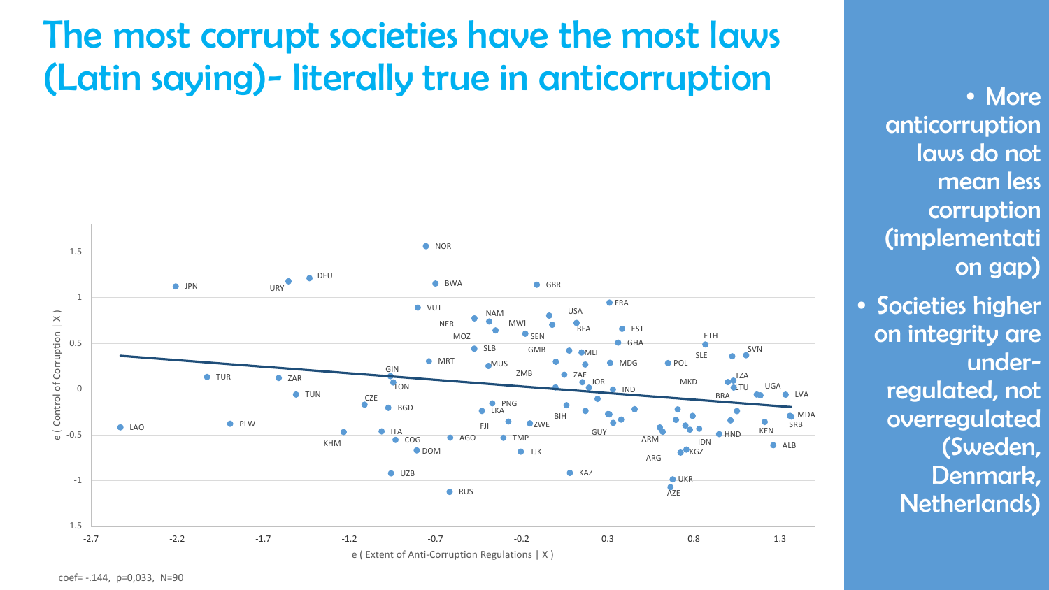# The most corrupt societies have the most laws (Latin saying)- literally true in anticorruption

- More anticorruption laws do not mean less corruption (implementation gap)
- Societies higher on integrity are under-regulated, not overregulated (Sweden, Denmark, Netherlands)

coef= -.144, p=0,033, N=90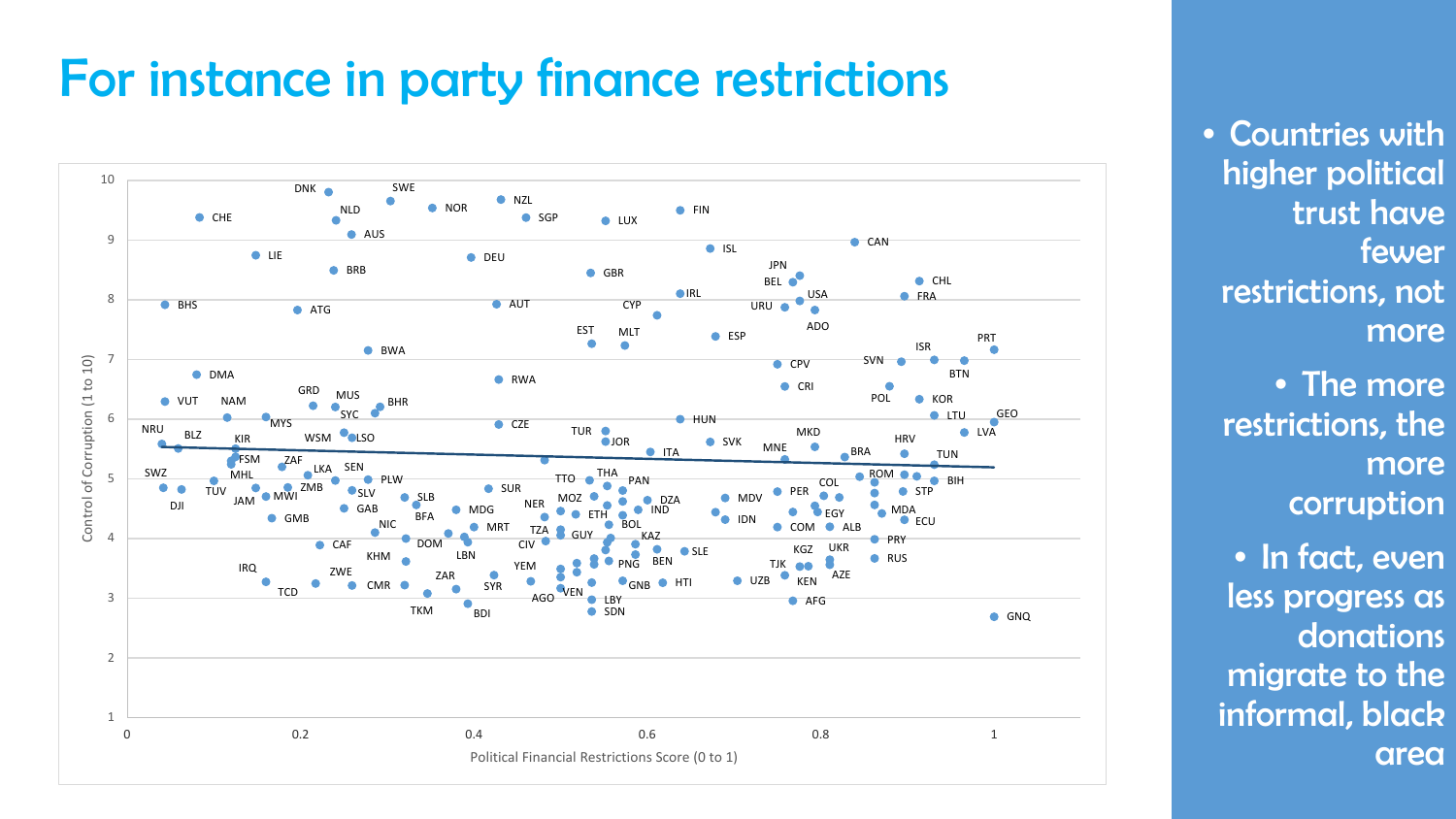# For instance in party finance restrictions

- Countries with higher political trust have fewer restrictions, not more
- The more restrictions, the more corruption
- In fact, even less progress as donations migrate to the informal, black area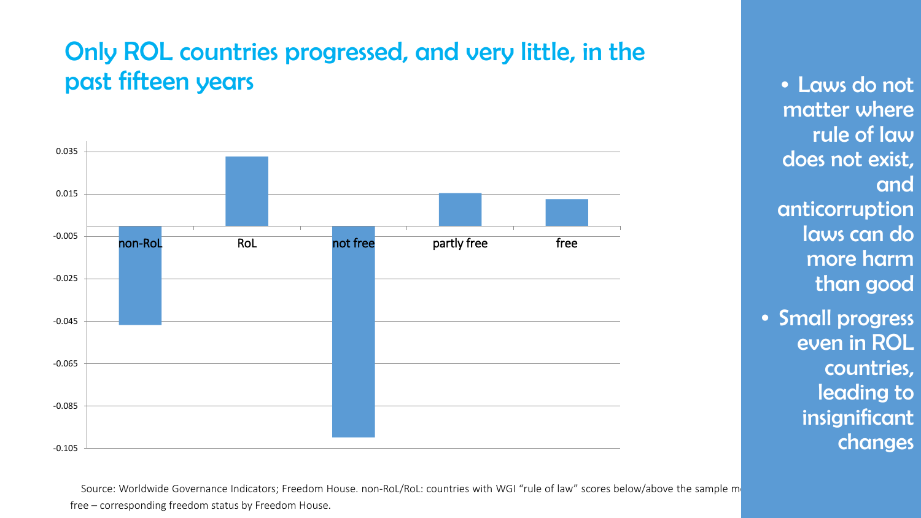# Only ROL countries progressed, and very little, in the past fifteen years

- Laws do not matter where rule of law does not exist, and anticorruption laws can do more harm than good
- Small progress even in ROL countries, leading to insignificant changes

Source: Worldwide Governance Indicators; Freedom House. non-RoL/RoL: countries with WGI "rule of law" scores below/above the sample m[...] free – corresponding freedom status by Freedom House.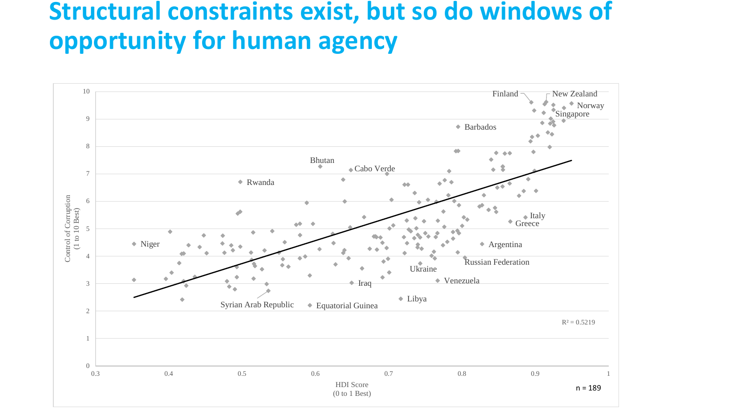# Structural constraints exist, but so do windows of opportunity for human agency

Control of Corruption (1 to 10 Best)

HDI Score (0 to 1 Best)

Finland, New Zealand, Norway, Singapore, Barbados, Bhutan, Cabo Verde, Rwanda, Italy, Greece, Argentina, Niger, Russian Federation, Ukraine, Venezuela, Iraq, Libya, Syrian Arab Republic, Equatorial Guinea

$R^2 = 0.5219$

n = 189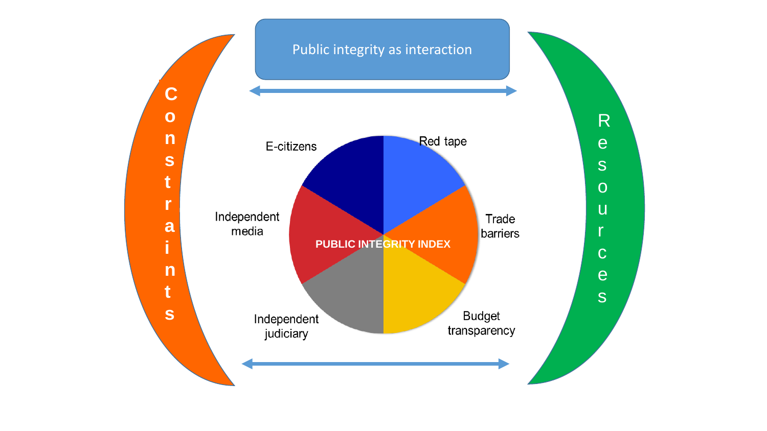Public integrity as interaction

Constraints

Resources

PUBLIC INTEGRITY INDEX

E-citizens

Red tape

Independent media

Trade barriers

Independent judiciary

Budget transparency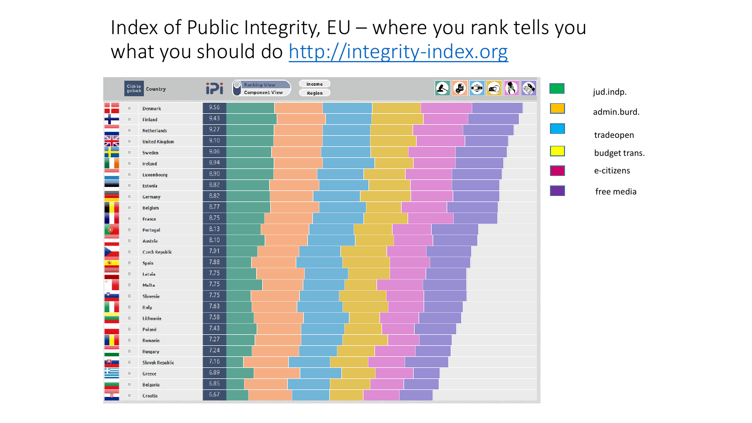# Index of Public Integrity, EU – where you rank tells you what you should do http://integrity-index.org

| Country | IPI |
|---|---|
| Denmark | 9.56 |
| Finland | 9.43 |
| Netherlands | 9.27 |
| United Kingdom | 9.10 |
| Sweden | 9.06 |
| Ireland | 8.94 |
| Luxembourg | 8.90 |
| Estonia | 8.82 |
| Germany | 8.82 |
| Belgium | 8.77 |
| France | 8.75 |
| Portugal | 8.13 |
| Austria | 8.10 |
| Czech Republic | 7.91 |
| Spain | 7.88 |
| Latvia | 7.75 |
| Malta | 7.75 |
| Slovenia | 7.75 |
| Italy | 7.63 |
| Lithuania | 7.58 |
| Poland | 7.43 |
| Romania | 7.27 |
| Hungary | 7.24 |
| Slovak Republic | 7.16 |
| Greece | 6.89 |
| Bulgaria | 6.85 |
| Croatia | 6.67 |

Legend: jud.indp.; admin.burd.; tradeopen; budget trans.; e-citizens; free media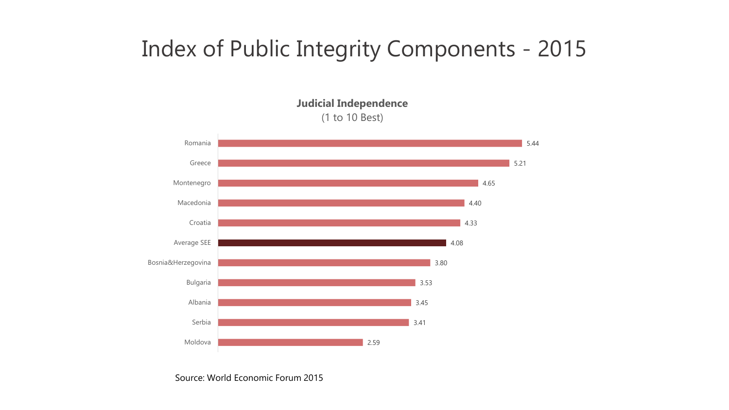# Index of Public Integrity Components - 2015

**Judicial Independence**
(1 to 10 Best)

| Country | Score |
| --- | --- |
| Romania | 5.44 |
| Greece | 5.21 |
| Montenegro | 4.65 |
| Macedonia | 4.40 |
| Croatia | 4.33 |
| Average SEE | 4.08 |
| Bosnia&Herzegovina | 3.80 |
| Bulgaria | 3.53 |
| Albania | 3.45 |
| Serbia | 3.41 |
| Moldova | 2.59 |

Source: World Economic Forum 2015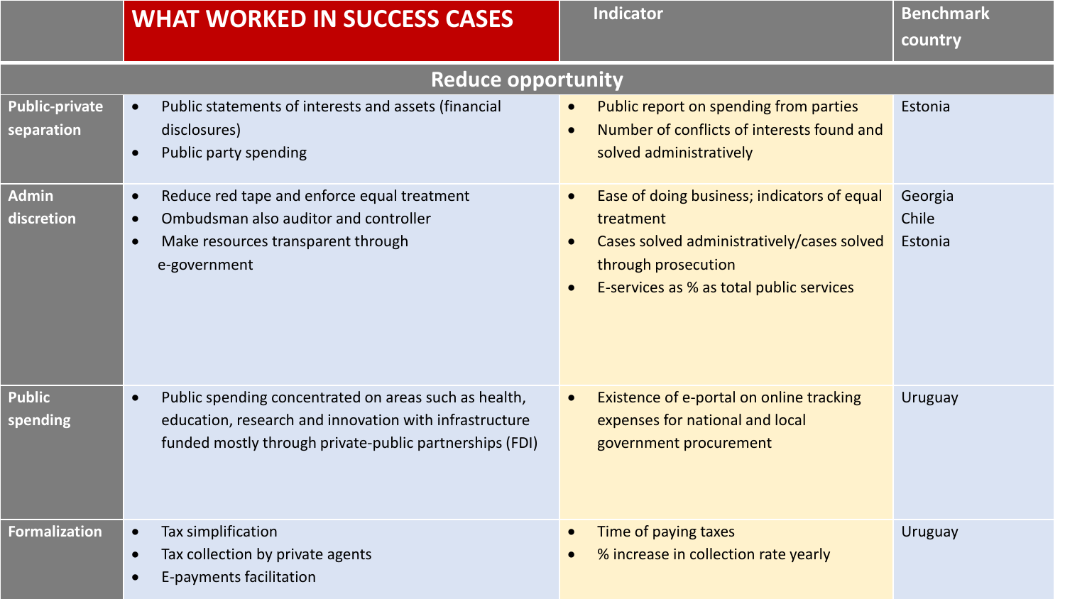| | WHAT WORKED IN SUCCESS CASES | Indicator | Benchmark country |
|---|---|---|---|
| **Reduce opportunity** | | | |
| **Public-private separation** | • Public statements of interests and assets (financial disclosures)<br>• Public party spending | • Public report on spending from parties<br>• Number of conflicts of interests found and solved administratively | Estonia |
| **Admin discretion** | • Reduce red tape and enforce equal treatment<br>• Ombudsman also auditor and controller<br>• Make resources transparent through e-government | • Ease of doing business; indicators of equal treatment<br>• Cases solved administratively/cases solved through prosecution<br>• E-services as % as total public services | Georgia<br>Chile<br>Estonia |
| **Public spending** | • Public spending concentrated on areas such as health, education, research and innovation with infrastructure funded mostly through private-public partnerships (FDI) | • Existence of e-portal on online tracking expenses for national and local government procurement | Uruguay |
| **Formalization** | • Tax simplification<br>• Tax collection by private agents<br>• E-payments facilitation | • Time of paying taxes<br>• % increase in collection rate yearly | Uruguay |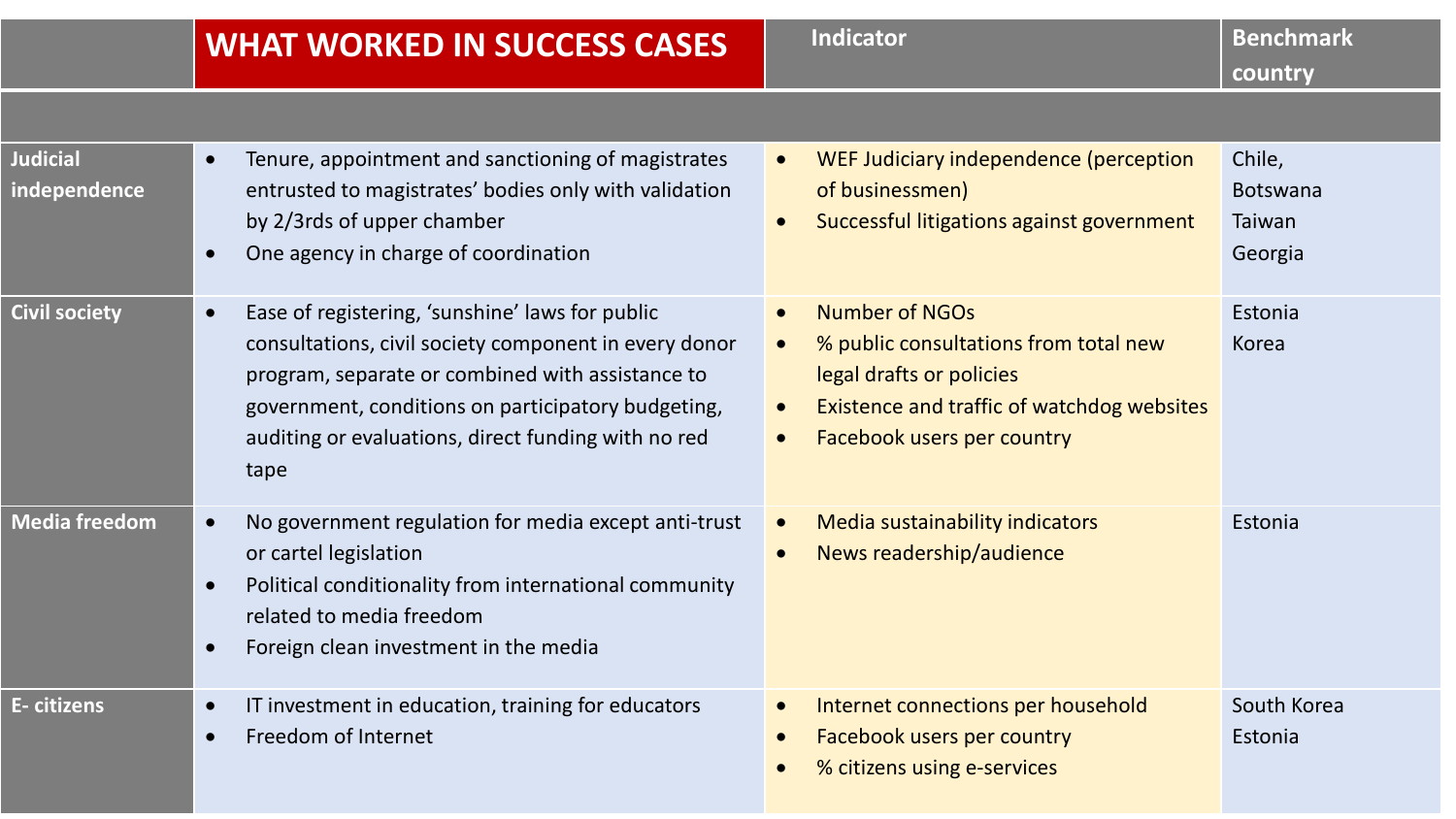| | WHAT WORKED IN SUCCESS CASES | Indicator | Benchmark country |
|---|---|---|---|
| | | | |
| **Judicial independence** | • Tenure, appointment and sanctioning of magistrates entrusted to magistrates' bodies only with validation by 2/3rds of upper chamber<br>• One agency in charge of coordination | • WEF Judiciary independence (perception of businessmen)<br>• Successful litigations against government | Chile,<br>Botswana<br>Taiwan<br>Georgia |
| **Civil society** | • Ease of registering, 'sunshine' laws for public consultations, civil society component in every donor program, separate or combined with assistance to government, conditions on participatory budgeting, auditing or evaluations, direct funding with no red tape | • Number of NGOs<br>• % public consultations from total new legal drafts or policies<br>• Existence and traffic of watchdog websites<br>• Facebook users per country | Estonia<br>Korea |
| **Media freedom** | • No government regulation for media except anti-trust or cartel legislation<br>• Political conditionality from international community related to media freedom<br>• Foreign clean investment in the media | • Media sustainability indicators<br>• News readership/audience | Estonia |
| **E- citizens** | • IT investment in education, training for educators<br>• Freedom of Internet | • Internet connections per household<br>• Facebook users per country<br>• % citizens using e-services | South Korea<br>Estonia |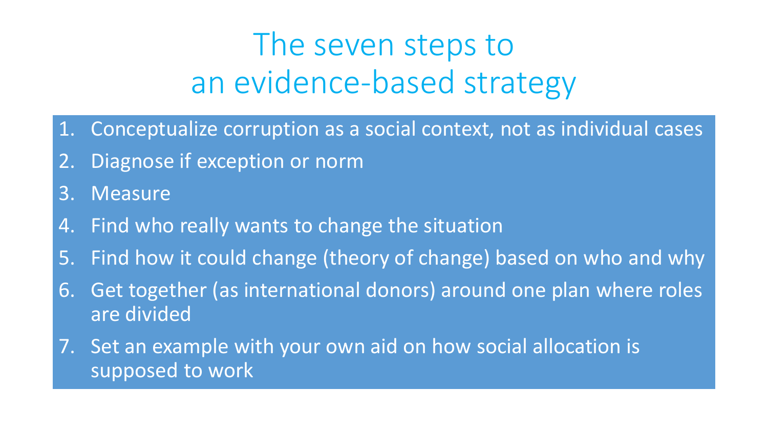# The seven steps to an evidence-based strategy

1. Conceptualize corruption as a social context, not as individual cases
2. Diagnose if exception or norm
3. Measure
4. Find who really wants to change the situation
5. Find how it could change (theory of change) based on who and why
6. Get together (as international donors) around one plan where roles are divided
7. Set an example with your own aid on how social allocation is supposed to work